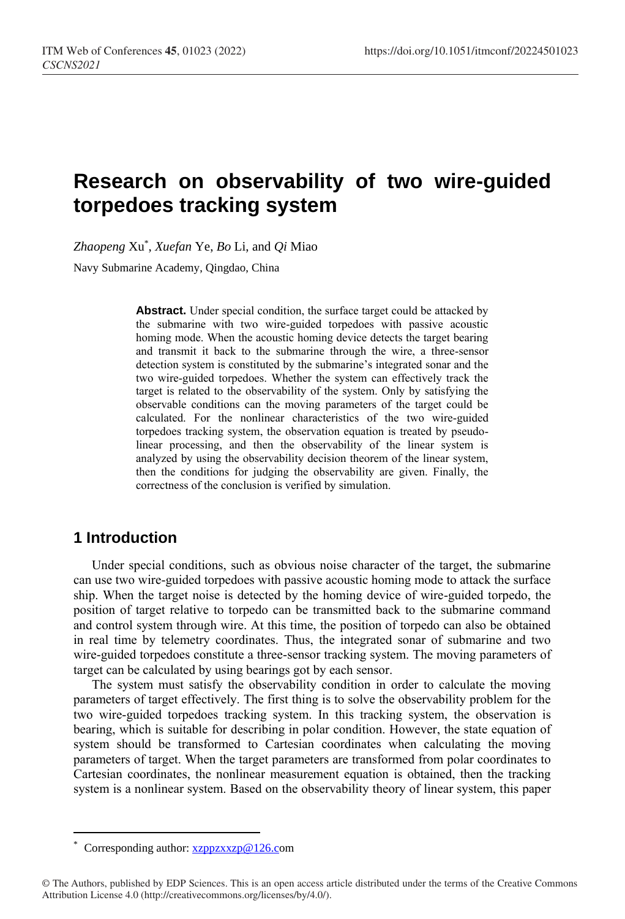# Research on observability of two wire-guided torpedoes tracking system

*Zhaopeng* Xu[*], *Xuefan* Ye, *Bo* Li, and *Qi* Miao

Navy Submarine Academy, Qingdao, China

**Abstract.** Under special condition, the surface target could be attacked by the submarine with two wire-guided torpedoes with passive acoustic homing mode. When the acoustic homing device detects the target bearing and transmit it back to the submarine through the wire, a three-sensor detection system is constituted by the submarine's integrated sonar and the two wire-guided torpedoes. Whether the system can effectively track the target is related to the observability of the system. Only by satisfying the observable conditions can the moving parameters of the target could be calculated. For the nonlinear characteristics of the two wire-guided torpedoes tracking system, the observation equation is treated by pseudo-linear processing, and then the observability of the linear system is analyzed by using the observability decision theorem of the linear system, then the conditions for judging the observability are given. Finally, the correctness of the conclusion is verified by simulation.

## 1 Introduction

Under special conditions, such as obvious noise character of the target, the submarine can use two wire-guided torpedoes with passive acoustic homing mode to attack the surface ship. When the target noise is detected by the homing device of wire-guided torpedo, the position of target relative to torpedo can be transmitted back to the submarine command and control system through wire. At this time, the position of torpedo can also be obtained in real time by telemetry coordinates. Thus, the integrated sonar of submarine and two wire-guided torpedoes constitute a three-sensor tracking system. The moving parameters of target can be calculated by using bearings got by each sensor.

The system must satisfy the observability condition in order to calculate the moving parameters of target effectively. The first thing is to solve the observability problem for the two wire-guided torpedoes tracking system. In this tracking system, the observation is bearing, which is suitable for describing in polar condition. However, the state equation of system should be transformed to Cartesian coordinates when calculating the moving parameters of target. When the target parameters are transformed from polar coordinates to Cartesian coordinates, the nonlinear measurement equation is obtained, then the tracking system is a nonlinear system. Based on the observability theory of linear system, this paper

---

[*] Corresponding author: xzppzxxzp@126.com

© The Authors, published by EDP Sciences. This is an open access article distributed under the terms of the Creative Commons Attribution License 4.0 (http://creativecommons.org/licenses/by/4.0/).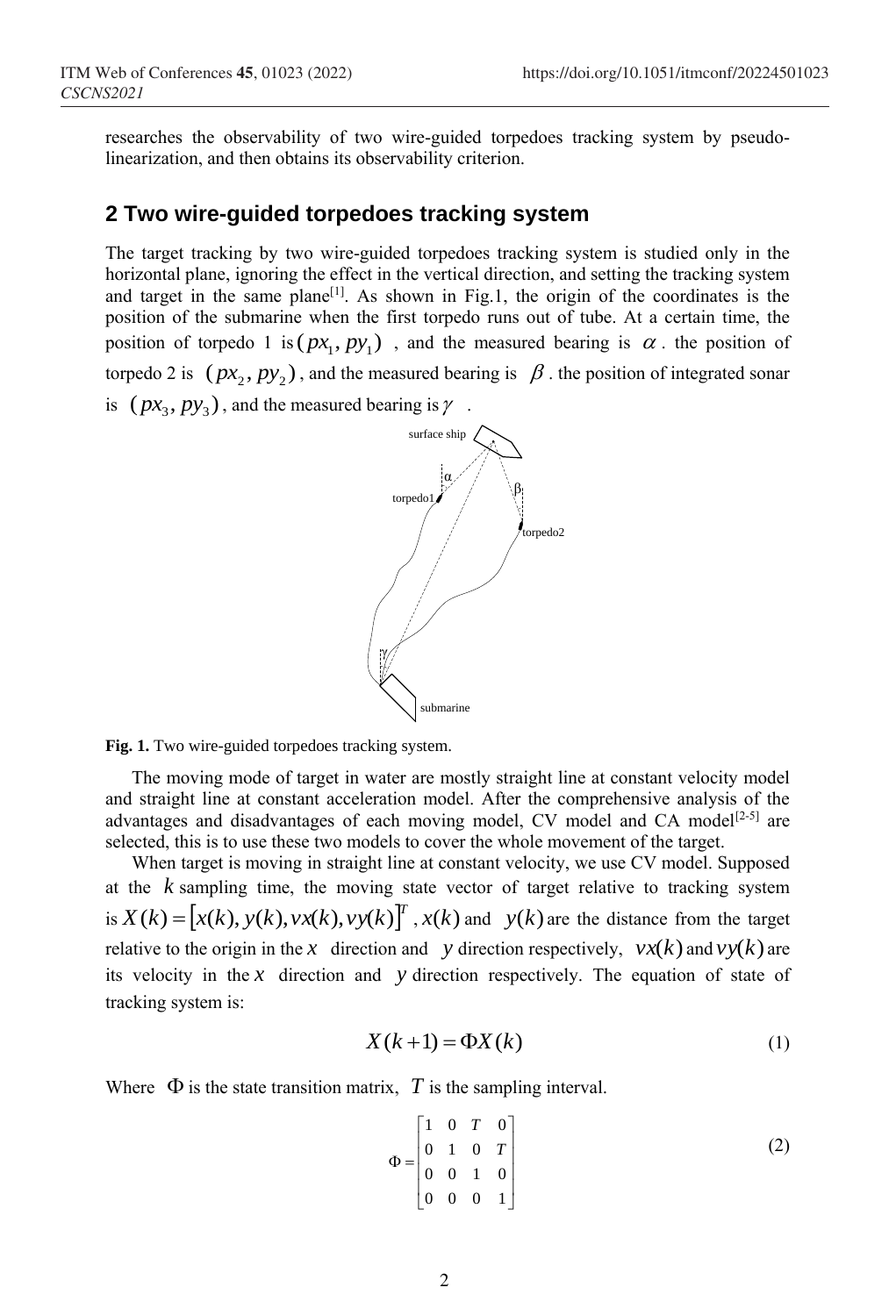researches the observability of two wire-guided torpedoes tracking system by pseudo-linearization, and then obtains its observability criterion.

## 2 Two wire-guided torpedoes tracking system

The target tracking by two wire-guided torpedoes tracking system is studied only in the horizontal plane, ignoring the effect in the vertical direction, and setting the tracking system and target in the same plane[1]. As shown in Fig.1, the origin of the coordinates is the position of the submarine when the first torpedo runs out of tube. At a certain time, the position of torpedo 1 is $(px_1, py_1)$ , and the measured bearing is $\alpha$ . the position of torpedo 2 is $(px_2, py_2)$ , and the measured bearing is $\beta$ . the position of integrated sonar is $(px_3, py_3)$ , and the measured bearing is $\gamma$ .

**Fig. 1.** Two wire-guided torpedoes tracking system.

The moving mode of target in water are mostly straight line at constant velocity model and straight line at constant acceleration model. After the comprehensive analysis of the advantages and disadvantages of each moving model, CV model and CA model[2-5] are selected, this is to use these two models to cover the whole movement of the target.

When target is moving in straight line at constant velocity, we use CV model. Supposed at the $k$ sampling time, the moving state vector of target relative to tracking system is $X(k) = [x(k), y(k), vx(k), vy(k)]^T$ , $x(k)$ and $y(k)$ are the distance from the target relative to the origin in the $x$ direction and $y$ direction respectively, $vx(k)$ and $vy(k)$ are its velocity in the $x$ direction and $y$ direction respectively. The equation of state of tracking system is:

$$X(k+1) = \Phi X(k) \tag{1}$$

Where $\Phi$ is the state transition matrix, $T$ is the sampling interval.

$$\Phi = \begin{bmatrix} 1 & 0 & T & 0 \\ 0 & 1 & 0 & T \\ 0 & 0 & 1 & 0 \\ 0 & 0 & 0 & 1 \end{bmatrix} \tag{2}$$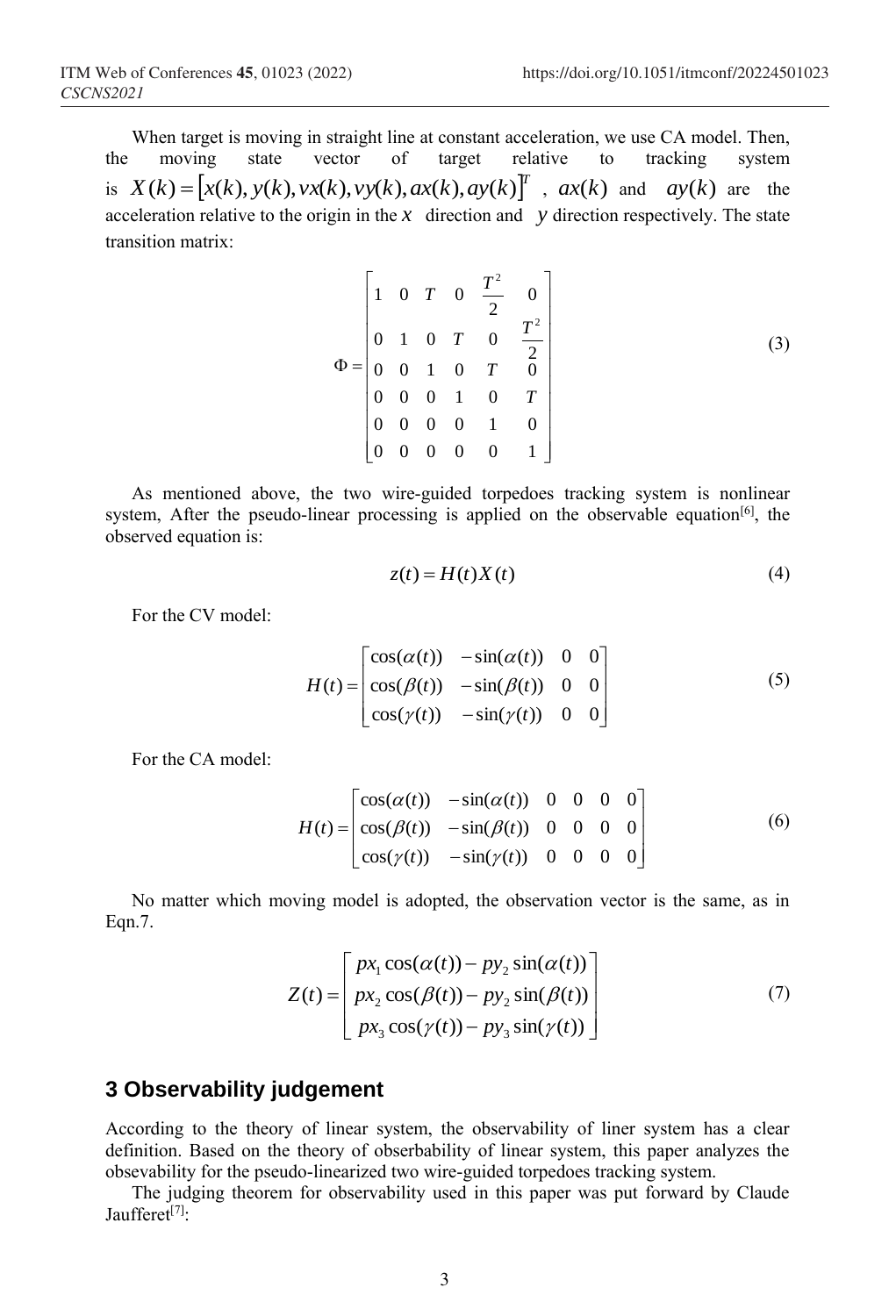When target is moving in straight line at constant acceleration, we use CA model. Then, the moving state vector of target relative to tracking system is $X(k)=[x(k),y(k),vx(k),vy(k),ax(k),ay(k)]^T$ , $ax(k)$ and $ay(k)$ are the acceleration relative to the origin in the $x$ direction and $y$ direction respectively. The state transition matrix:

$$\Phi=\begin{bmatrix} 1 & 0 & T & 0 & \frac{T^2}{2} & 0 \\ 0 & 1 & 0 & T & 0 & \frac{T^2}{2} \\ 0 & 0 & 1 & 0 & T & 0 \\ 0 & 0 & 0 & 1 & 0 & T \\ 0 & 0 & 0 & 0 & 1 & 0 \\ 0 & 0 & 0 & 0 & 0 & 1 \end{bmatrix} \tag{3}$$

As mentioned above, the two wire-guided torpedoes tracking system is nonlinear system, After the pseudo-linear processing is applied on the observable equation[6], the observed equation is:

$$z(t)=H(t)X(t) \tag{4}$$

For the CV model:

$$H(t)=\begin{bmatrix} \cos(\alpha(t)) & -\sin(\alpha(t)) & 0 & 0 \\ \cos(\beta(t)) & -\sin(\beta(t)) & 0 & 0 \\ \cos(\gamma(t)) & -\sin(\gamma(t)) & 0 & 0 \end{bmatrix} \tag{5}$$

For the CA model:

$$H(t)=\begin{bmatrix} \cos(\alpha(t)) & -\sin(\alpha(t)) & 0 & 0 & 0 & 0 \\ \cos(\beta(t)) & -\sin(\beta(t)) & 0 & 0 & 0 & 0 \\ \cos(\gamma(t)) & -\sin(\gamma(t)) & 0 & 0 & 0 & 0 \end{bmatrix} \tag{6}$$

No matter which moving model is adopted, the observation vector is the same, as in Eqn.7.

$$Z(t)=\begin{bmatrix} px_1\cos(\alpha(t))-py_2\sin(\alpha(t)) \\ px_2\cos(\beta(t))-py_2\sin(\beta(t)) \\ px_3\cos(\gamma(t))-py_3\sin(\gamma(t)) \end{bmatrix} \tag{7}$$

## 3 Observability judgement

According to the theory of linear system, the observability of liner system has a clear definition. Based on the theory of obserbability of linear system, this paper analyzes the obsevability for the pseudo-linearized two wire-guided torpedoes tracking system.

The judging theorem for observability used in this paper was put forward by Claude Jaufferet[7]: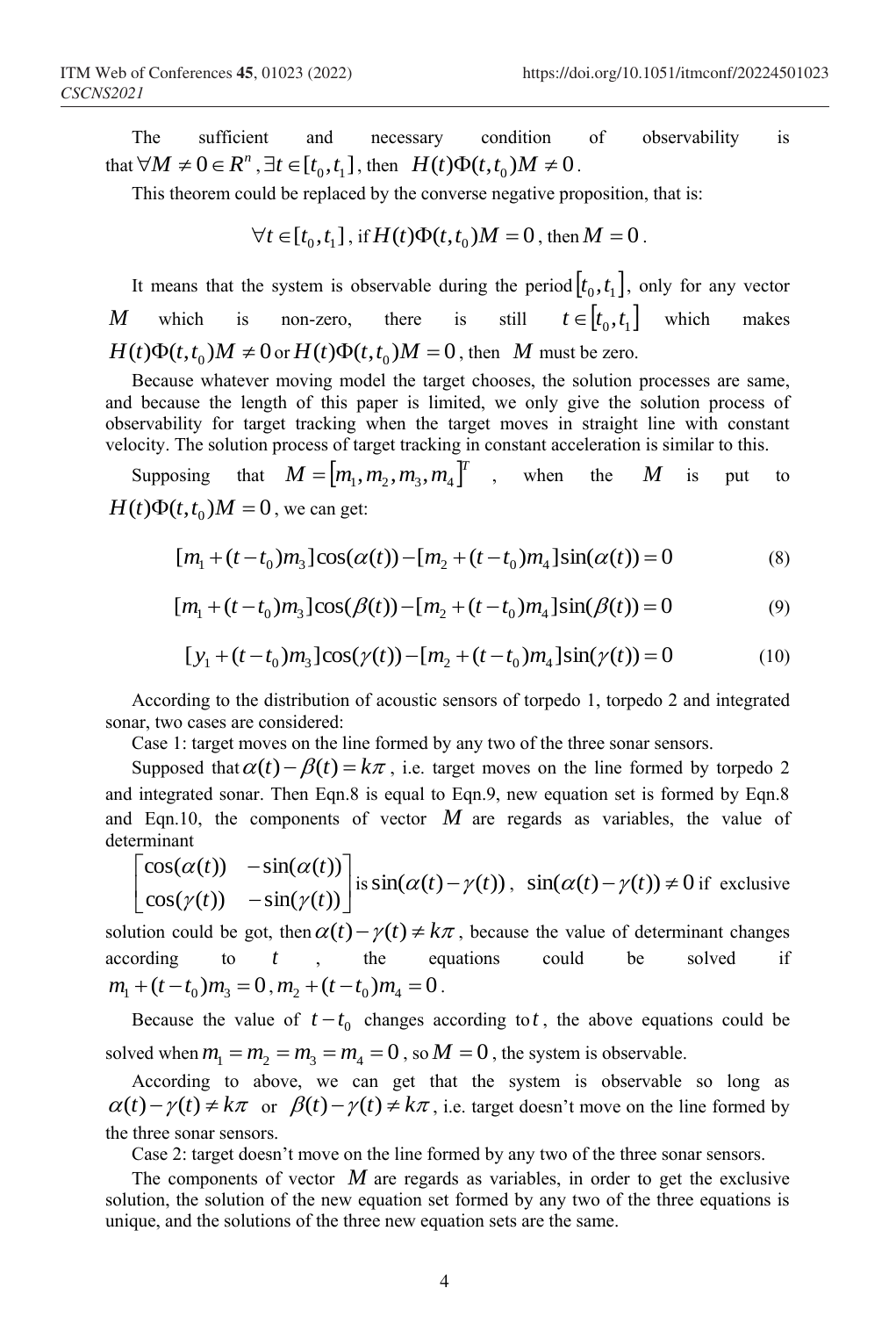The sufficient and necessary condition of observability is that $\forall M \neq 0 \in R^n$, $\exists t \in [t_0, t_1]$, then $H(t)\Phi(t, t_0)M \neq 0$.

This theorem could be replaced by the converse negative proposition, that is:

$$\forall t \in [t_0, t_1] \text{, if } H(t)\Phi(t, t_0)M = 0 \text{, then } M = 0 .$$

It means that the system is observable during the period $[t_0, t_1]$, only for any vector $M$ which is non-zero, there is still $t \in [t_0, t_1]$ which makes $H(t)\Phi(t, t_0)M \neq 0$ or $H(t)\Phi(t, t_0)M = 0$, then $M$ must be zero.

Because whatever moving model the target chooses, the solution processes are same, and because the length of this paper is limited, we only give the solution process of observability for target tracking when the target moves in straight line with constant velocity. The solution process of target tracking in constant acceleration is similar to this.

Supposing that $M = [m_1, m_2, m_3, m_4]^T$, when the $M$ is put to $H(t)\Phi(t, t_0)M = 0$, we can get:

$$[m_1 + (t - t_0)m_3]\cos(\alpha(t)) - [m_2 + (t - t_0)m_4]\sin(\alpha(t)) = 0 \tag{8}$$

$$[m_1 + (t - t_0)m_3]\cos(\beta(t)) - [m_2 + (t - t_0)m_4]\sin(\beta(t)) = 0 \tag{9}$$

$$[y_1 + (t - t_0)m_3]\cos(\gamma(t)) - [m_2 + (t - t_0)m_4]\sin(\gamma(t)) = 0 \tag{10}$$

According to the distribution of acoustic sensors of torpedo 1, torpedo 2 and integrated sonar, two cases are considered:

Case 1: target moves on the line formed by any two of the three sonar sensors.

Supposed that $\alpha(t) - \beta(t) = k\pi$, i.e. target moves on the line formed by torpedo 2 and integrated sonar. Then Eqn.8 is equal to Eqn.9, new equation set is formed by Eqn.8 and Eqn.10, the components of vector $M$ are regards as variables, the value of determinant $\begin{bmatrix} \cos(\alpha(t)) & -\sin(\alpha(t)) \\ \cos(\gamma(t)) & -\sin(\gamma(t)) \end{bmatrix}$ is $\sin(\alpha(t) - \gamma(t))$, $\sin(\alpha(t) - \gamma(t)) \neq 0$ if exclusive solution could be got, then $\alpha(t) - \gamma(t) \neq k\pi$, because the value of determinant changes according to $t$, the equations could be solved if $m_1 + (t - t_0)m_3 = 0$, $m_2 + (t - t_0)m_4 = 0$.

Because the value of $t - t_0$ changes according to $t$, the above equations could be solved when $m_1 = m_2 = m_3 = m_4 = 0$, so $M = 0$, the system is observable.

According to above, we can get that the system is observable so long as $\alpha(t) - \gamma(t) \neq k\pi$ or $\beta(t) - \gamma(t) \neq k\pi$, i.e. target doesn't move on the line formed by the three sonar sensors.

Case 2: target doesn't move on the line formed by any two of the three sonar sensors.

The components of vector $M$ are regards as variables, in order to get the exclusive solution, the solution of the new equation set formed by any two of the three equations is unique, and the solutions of the three new equation sets are the same.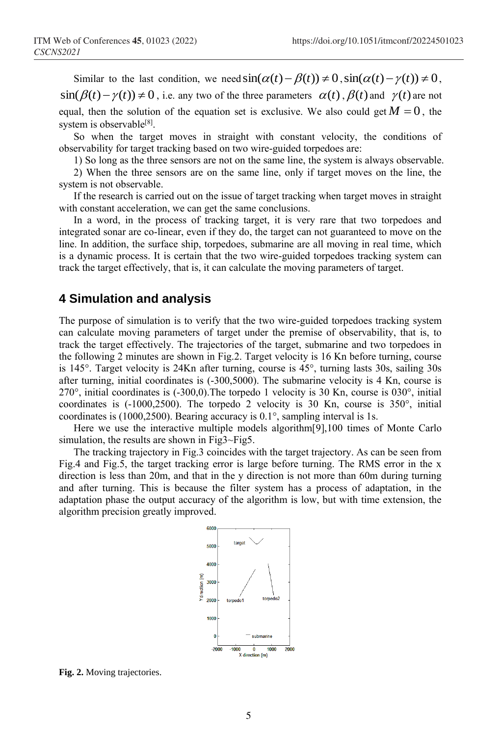Similar to the last condition, we need $\sin(\alpha(t)-\beta(t))\neq 0$, $\sin(\alpha(t)-\gamma(t))\neq 0$, $\sin(\beta(t)-\gamma(t))\neq 0$, i.e. any two of the three parameters $\alpha(t)$, $\beta(t)$ and $\gamma(t)$ are not equal, then the solution of the equation set is exclusive. We also could get $M=0$, the system is observable[8].

So when the target moves in straight with constant velocity, the conditions of observability for target tracking based on two wire-guided torpedoes are:

1) So long as the three sensors are not on the same line, the system is always observable.

2) When the three sensors are on the same line, only if target moves on the line, the system is not observable.

If the research is carried out on the issue of target tracking when target moves in straight with constant acceleration, we can get the same conclusions.

In a word, in the process of tracking target, it is very rare that two torpedoes and integrated sonar are co-linear, even if they do, the target can not guaranteed to move on the line. In addition, the surface ship, torpedoes, submarine are all moving in real time, which is a dynamic process. It is certain that the two wire-guided torpedoes tracking system can track the target effectively, that is, it can calculate the moving parameters of target.

## 4 Simulation and analysis

The purpose of simulation is to verify that the two wire-guided torpedoes tracking system can calculate moving parameters of target under the premise of observability, that is, to track the target effectively. The trajectories of the target, submarine and two torpedoes in the following 2 minutes are shown in Fig.2. Target velocity is 16 Kn before turning, course is 145°. Target velocity is 24Kn after turning, course is 45°, turning lasts 30s, sailing 30s after turning, initial coordinates is (-300,5000). The submarine velocity is 4 Kn, course is 270°, initial coordinates is (-300,0).The torpedo 1 velocity is 30 Kn, course is 030°, initial coordinates is (-1000,2500). The torpedo 2 velocity is 30 Kn, course is 350°, initial coordinates is (1000,2500). Bearing accuracy is 0.1°, sampling interval is 1s.

Here we use the interactive multiple models algorithm[9],100 times of Monte Carlo simulation, the results are shown in Fig3~Fig5.

The tracking trajectory in Fig.3 coincides with the target trajectory. As can be seen from Fig.4 and Fig.5, the target tracking error is large before turning. The RMS error in the x direction is less than 20m, and that in the y direction is not more than 60m during turning and after turning. This is because the filter system has a process of adaptation, in the adaptation phase the output accuracy of the algorithm is low, but with time extension, the algorithm precision greatly improved.

**Fig. 2.** Moving trajectories.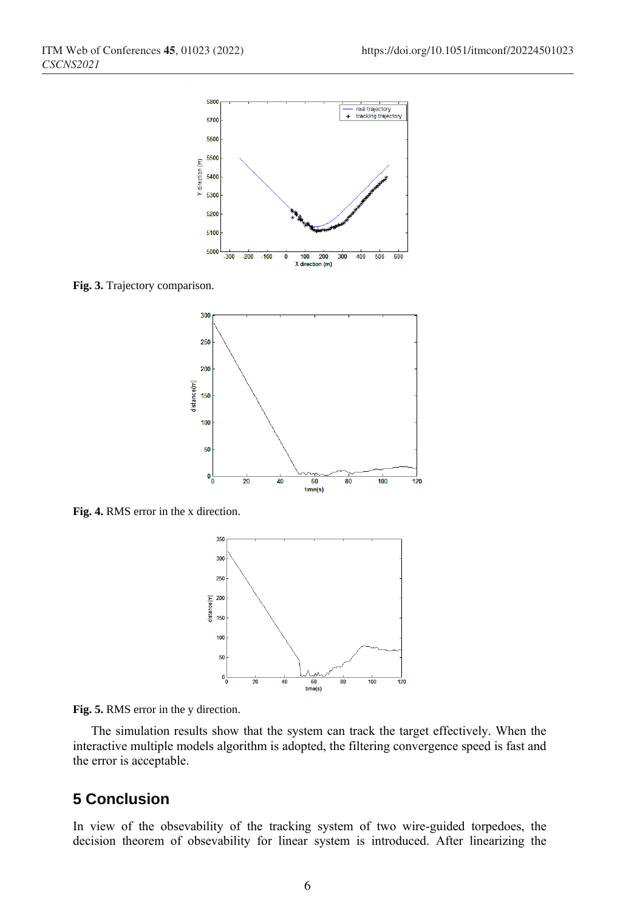**Fig. 3.** Trajectory comparison.

**Fig. 4.** RMS error in the x direction.

**Fig. 5.** RMS error in the y direction.

The simulation results show that the system can track the target effectively. When the interactive multiple models algorithm is adopted, the filtering convergence speed is fast and the error is acceptable.

## 5 Conclusion

In view of the obsevability of the tracking system of two wire-guided torpedoes, the decision theorem of obsevability for linear system is introduced. After linearizing the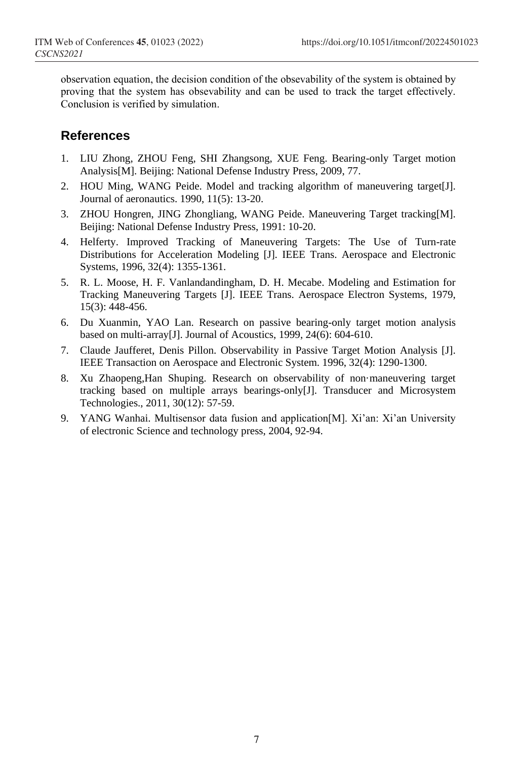observation equation, the decision condition of the obsevability of the system is obtained by proving that the system has obsevability and can be used to track the target effectively. Conclusion is verified by simulation.

## References

1. LIU Zhong, ZHOU Feng, SHI Zhangsong, XUE Feng. Bearing-only Target motion Analysis[M]. Beijing: National Defense Industry Press, 2009, 77.
2. HOU Ming, WANG Peide. Model and tracking algorithm of maneuvering target[J]. Journal of aeronautics. 1990, 11(5): 13-20.
3. ZHOU Hongren, JING Zhongliang, WANG Peide. Maneuvering Target tracking[M]. Beijing: National Defense Industry Press, 1991: 10-20.
4. Helferty. Improved Tracking of Maneuvering Targets: The Use of Turn-rate Distributions for Acceleration Modeling [J]. IEEE Trans. Aerospace and Electronic Systems, 1996, 32(4): 1355-1361.
5. R. L. Moose, H. F. Vanlandandingham, D. H. Mecabe. Modeling and Estimation for Tracking Maneuvering Targets [J]. IEEE Trans. Aerospace Electron Systems, 1979, 15(3): 448-456.
6. Du Xuanmin, YAO Lan. Research on passive bearing-only target motion analysis based on multi-array[J]. Journal of Acoustics, 1999, 24(6): 604-610.
7. Claude Jaufferet, Denis Pillon. Observability in Passive Target Motion Analysis [J]. IEEE Transaction on Aerospace and Electronic System. 1996, 32(4): 1290-1300.
8. Xu Zhaopeng,Han Shuping. Research on observability of non·maneuvering target tracking based on multiple arrays bearings-only[J]. Transducer and Microsystem Technologies., 2011, 30(12): 57-59.
9. YANG Wanhai. Multisensor data fusion and application[M]. Xi'an: Xi'an University of electronic Science and technology press, 2004, 92-94.